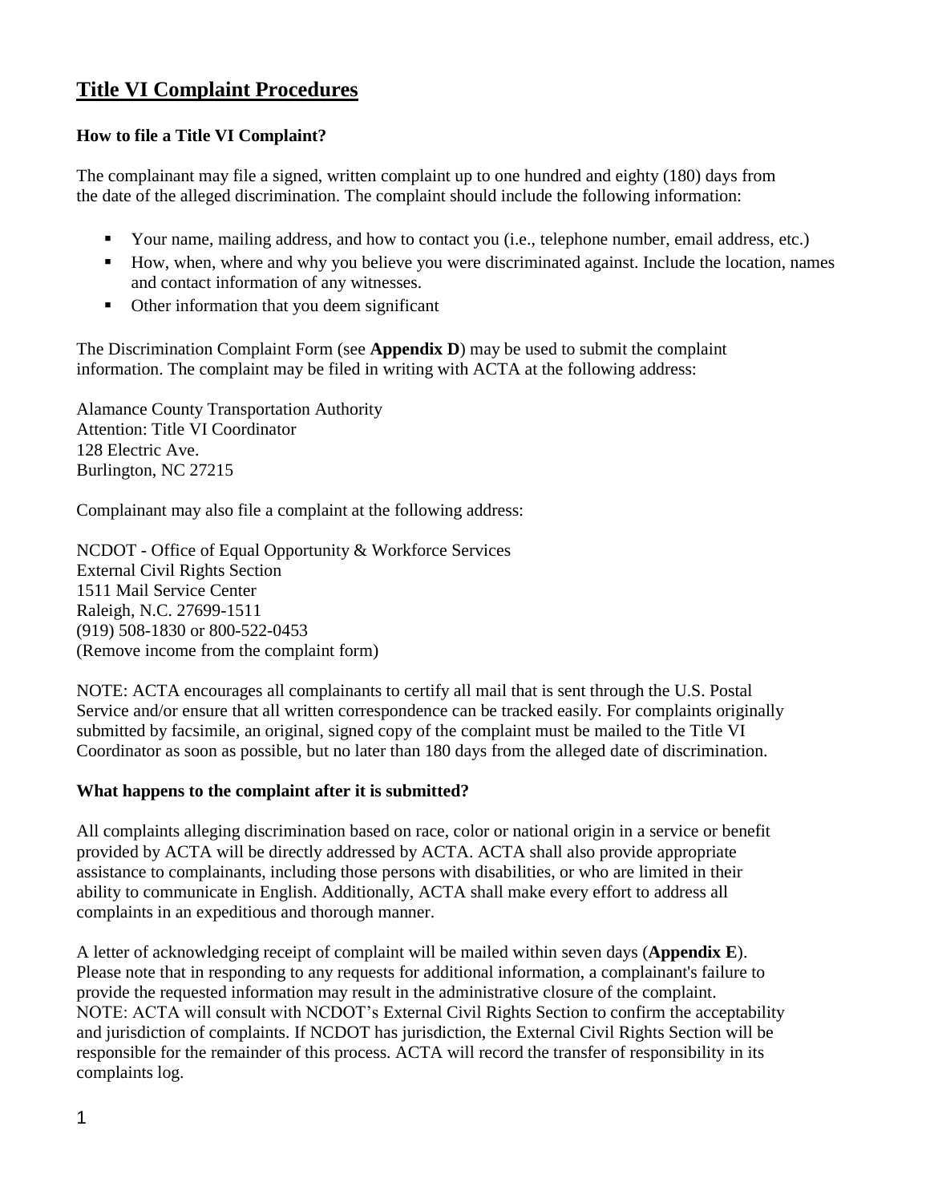# Title VI Complaint Procedures

### How to file a Title VI Complaint?

The complainant may file a signed, written complaint up to one hundred and eighty (180) days from the date of the alleged discrimination. The complaint should include the following information:

- Your name, mailing address, and how to contact you (i.e., telephone number, email address, etc.)
- How, when, where and why you believe you were discriminated against. Include the location, names and contact information of any witnesses.
- Other information that you deem significant

The Discrimination Complaint Form (see **Appendix D**) may be used to submit the complaint information. The complaint may be filed in writing with ACTA at the following address:

Alamance County Transportation Authority
Attention: Title VI Coordinator
128 Electric Ave.
Burlington, NC 27215

Complainant may also file a complaint at the following address:

NCDOT - Office of Equal Opportunity & Workforce Services
External Civil Rights Section
1511 Mail Service Center
Raleigh, N.C. 27699-1511
(919) 508-1830 or 800-522-0453
(Remove income from the complaint form)

NOTE: ACTA encourages all complainants to certify all mail that is sent through the U.S. Postal Service and/or ensure that all written correspondence can be tracked easily. For complaints originally submitted by facsimile, an original, signed copy of the complaint must be mailed to the Title VI Coordinator as soon as possible, but no later than 180 days from the alleged date of discrimination.

### What happens to the complaint after it is submitted?

All complaints alleging discrimination based on race, color or national origin in a service or benefit provided by ACTA will be directly addressed by ACTA. ACTA shall also provide appropriate assistance to complainants, including those persons with disabilities, or who are limited in their ability to communicate in English. Additionally, ACTA shall make every effort to address all complaints in an expeditious and thorough manner.

A letter of acknowledging receipt of complaint will be mailed within seven days (**Appendix E**). Please note that in responding to any requests for additional information, a complainant's failure to provide the requested information may result in the administrative closure of the complaint.
NOTE: ACTA will consult with NCDOT's External Civil Rights Section to confirm the acceptability and jurisdiction of complaints. If NCDOT has jurisdiction, the External Civil Rights Section will be responsible for the remainder of this process. ACTA will record the transfer of responsibility in its complaints log.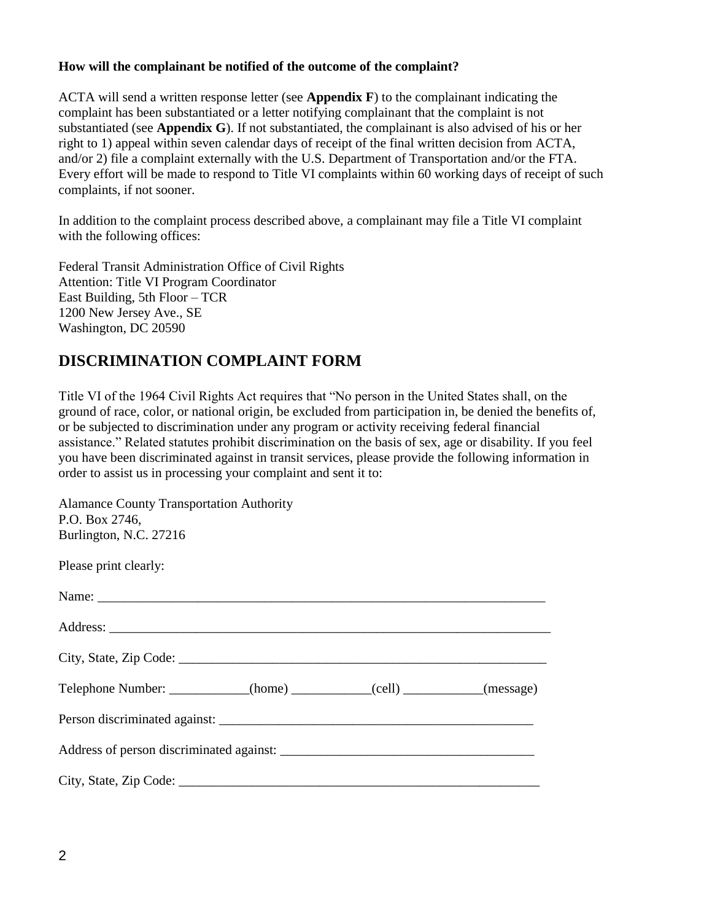**How will the complainant be notified of the outcome of the complaint?**

ACTA will send a written response letter (see **Appendix F**) to the complainant indicating the complaint has been substantiated or a letter notifying complainant that the complaint is not substantiated (see **Appendix G**). If not substantiated, the complainant is also advised of his or her right to 1) appeal within seven calendar days of receipt of the final written decision from ACTA, and/or 2) file a complaint externally with the U.S. Department of Transportation and/or the FTA. Every effort will be made to respond to Title VI complaints within 60 working days of receipt of such complaints, if not sooner.

In addition to the complaint process described above, a complainant may file a Title VI complaint with the following offices:

Federal Transit Administration Office of Civil Rights
Attention: Title VI Program Coordinator
East Building, 5th Floor – TCR
1200 New Jersey Ave., SE
Washington, DC 20590

## DISCRIMINATION COMPLAINT FORM

Title VI of the 1964 Civil Rights Act requires that "No person in the United States shall, on the ground of race, color, or national origin, be excluded from participation in, be denied the benefits of, or be subjected to discrimination under any program or activity receiving federal financial assistance." Related statutes prohibit discrimination on the basis of sex, age or disability. If you feel you have been discriminated against in transit services, please provide the following information in order to assist us in processing your complaint and sent it to:

Alamance County Transportation Authority
P.O. Box 2746,
Burlington, N.C. 27216

Please print clearly:

Name: ______________________________________________________________________

Address: ____________________________________________________________________

City, State, Zip Code: _________________________________________________________

Telephone Number: ____________(home) ____________(cell) ____________(message)

Person discriminated against: ___________________________________________________

Address of person discriminated against: _________________________________________

City, State, Zip Code: _________________________________________________________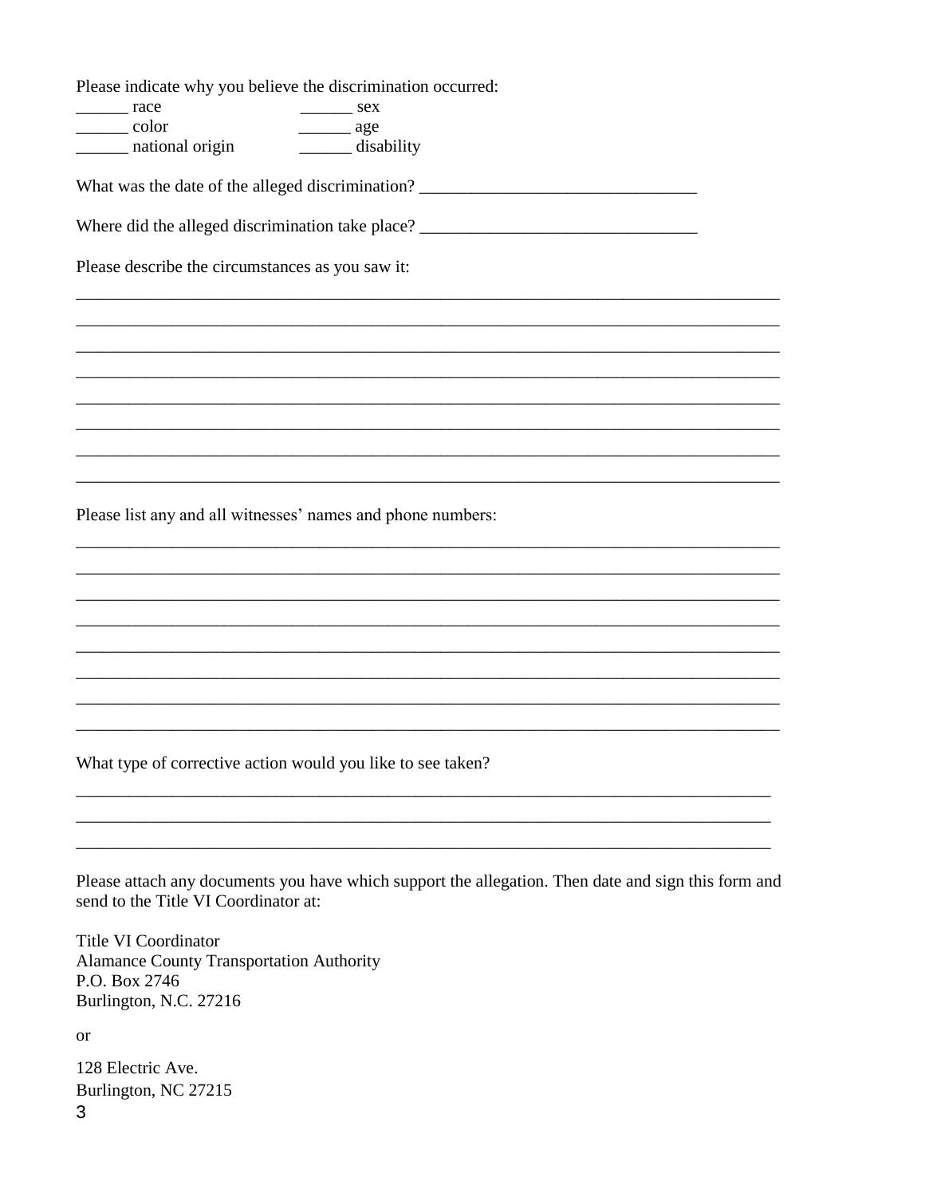Please indicate why you believe the discrimination occurred:

______ race ______ sex
______ color ______ age
______ national origin ______ disability

What was the date of the alleged discrimination? _______________________________

Where did the alleged discrimination take place? _______________________________

Please describe the circumstances as you saw it:

_______________________________________________________________________________
_______________________________________________________________________________
_______________________________________________________________________________
_______________________________________________________________________________
_______________________________________________________________________________
_______________________________________________________________________________
_______________________________________________________________________________
_______________________________________________________________________________

Please list any and all witnesses' names and phone numbers:

_______________________________________________________________________________
_______________________________________________________________________________
_______________________________________________________________________________
_______________________________________________________________________________
_______________________________________________________________________________
_______________________________________________________________________________
_______________________________________________________________________________
_______________________________________________________________________________

What type of corrective action would you like to see taken?

_______________________________________________________________________________
_______________________________________________________________________________
_______________________________________________________________________________

Please attach any documents you have which support the allegation. Then date and sign this form and send to the Title VI Coordinator at:

Title VI Coordinator
Alamance County Transportation Authority
P.O. Box 2746
Burlington, N.C. 27216

or

128 Electric Ave.
Burlington, NC 27215